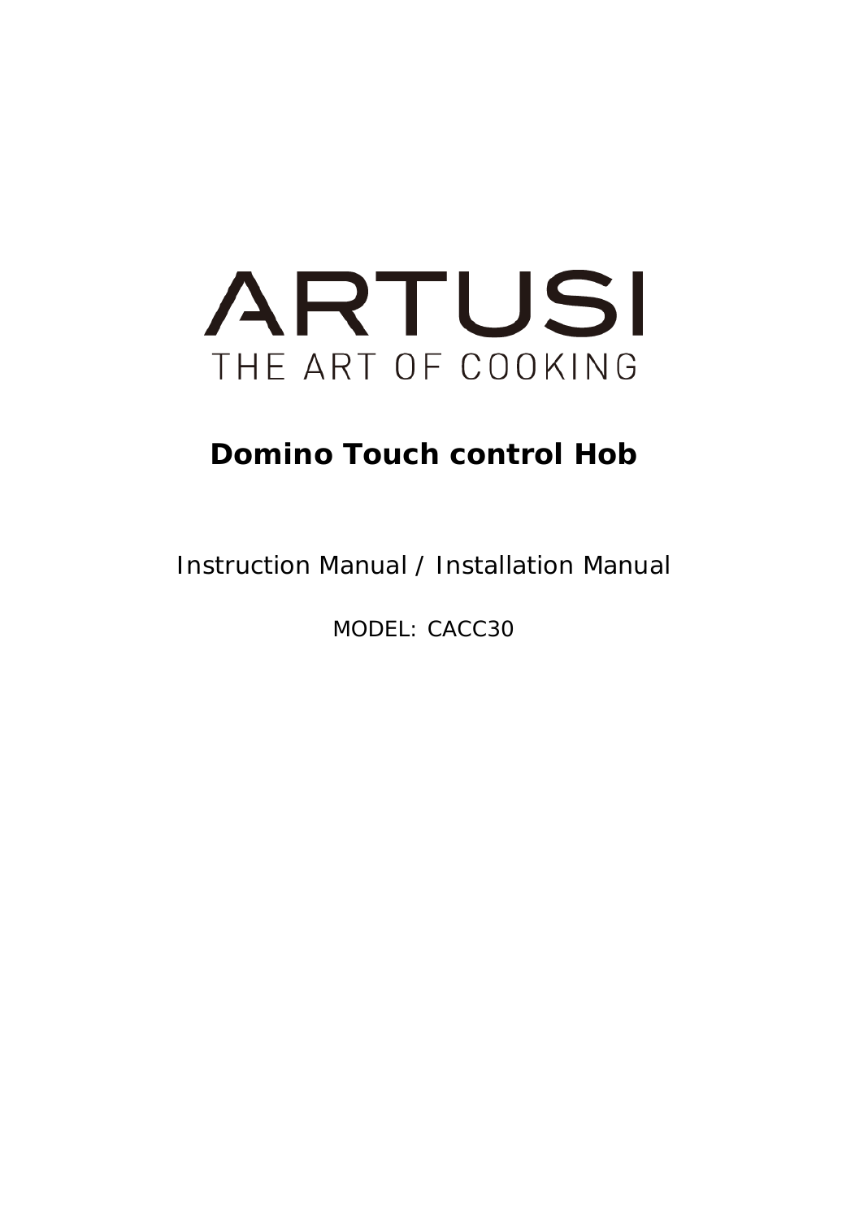# ARTUSI

THE ART OF COOKING

## Domino Touch control Hob

Instruction Manual / Installation Manual

MODEL: CACC30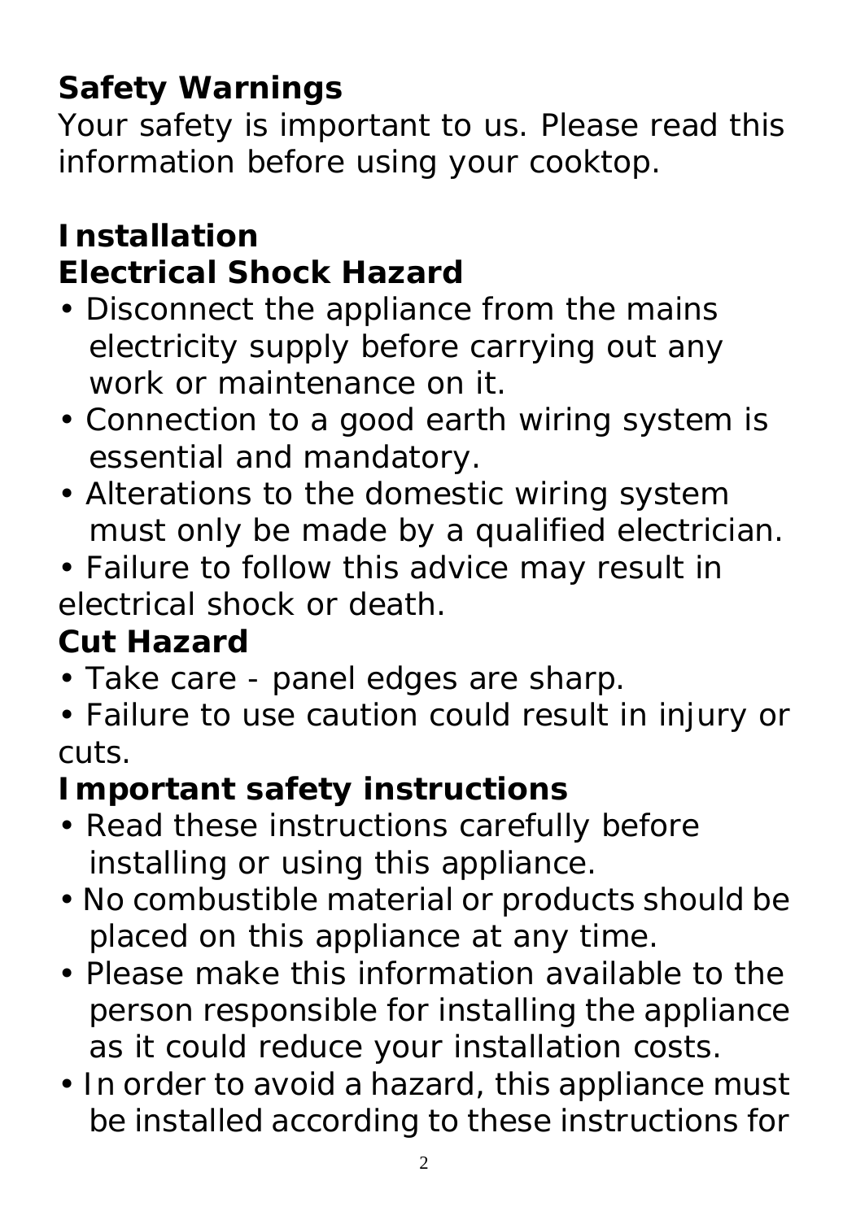## Safety Warnings

Your safety is important to us. Please read this information before using your cooktop.

### Installation

### Electrical Shock Hazard

- Disconnect the appliance from the mains electricity supply before carrying out any work or maintenance on it.
- Connection to a good earth wiring system is essential and mandatory.
- Alterations to the domestic wiring system must only be made by a qualified electrician.
- Failure to follow this advice may result in electrical shock or death.

### Cut Hazard

- Take care - panel edges are sharp.
- Failure to use caution could result in injury or cuts.

### Important safety instructions

- Read these instructions carefully before installing or using this appliance.
- No combustible material or products should be placed on this appliance at any time.
- Please make this information available to the person responsible for installing the appliance as it could reduce your installation costs.
- In order to avoid a hazard, this appliance must be installed according to these instructions for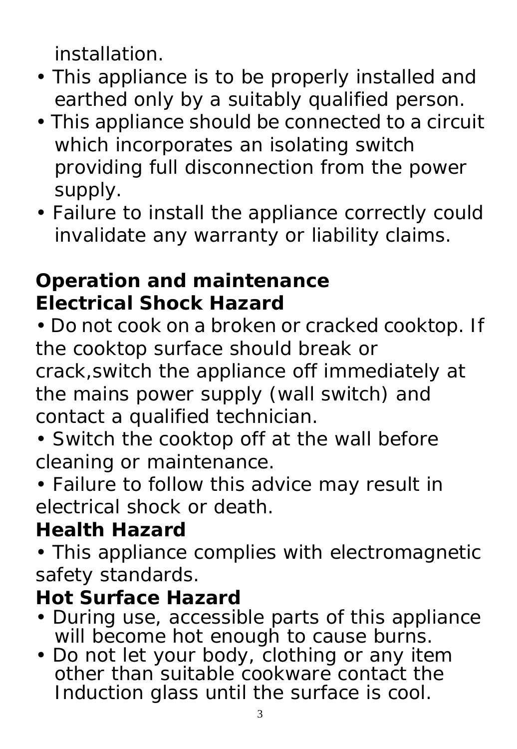installation.

- This appliance is to be properly installed and earthed only by a suitably qualified person.
- This appliance should be connected to a circuit which incorporates an isolating switch providing full disconnection from the power supply.
- Failure to install the appliance correctly could invalidate any warranty or liability claims.

## Operation and maintenance

### Electrical Shock Hazard

- Do not cook on a broken or cracked cooktop. If the cooktop surface should break or crack,switch the appliance off immediately at the mains power supply (wall switch) and contact a qualified technician.
- Switch the cooktop off at the wall before cleaning or maintenance.
- Failure to follow this advice may result in electrical shock or death.

### Health Hazard

- This appliance complies with electromagnetic safety standards.

### Hot Surface Hazard

- During use, accessible parts of this appliance will become hot enough to cause burns.
- Do not let your body, clothing or any item other than suitable cookware contact the Induction glass until the surface is cool.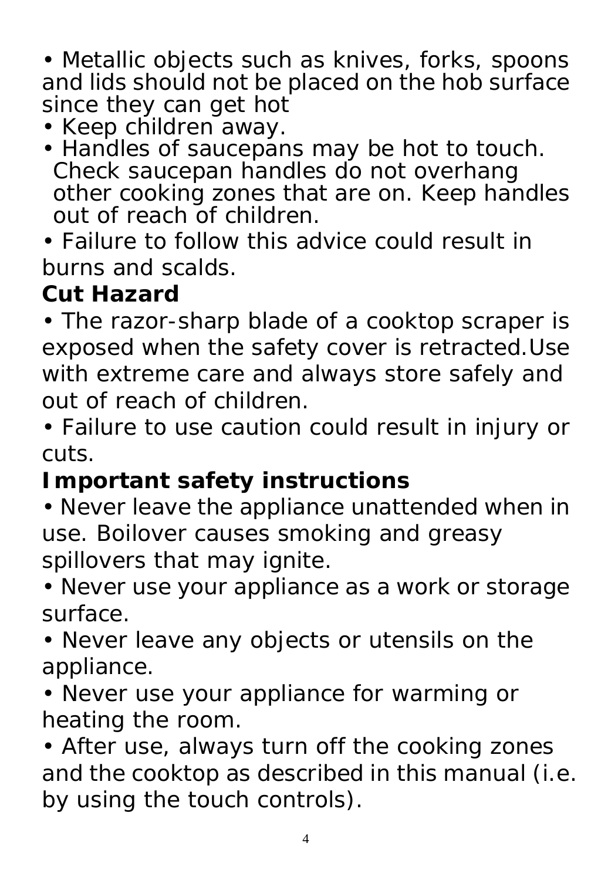- Metallic objects such as knives, forks, spoons and lids should not be placed on the hob surface since they can get hot
- Keep children away.
- Handles of saucepans may be hot to touch. Check saucepan handles do not overhang other cooking zones that are on. Keep handles out of reach of children.
- Failure to follow this advice could result in burns and scalds.

## Cut Hazard

- The razor-sharp blade of a cooktop scraper is exposed when the safety cover is retracted.Use with extreme care and always store safely and out of reach of children.
- Failure to use caution could result in injury or cuts.

## Important safety instructions

- Never leave the appliance unattended when in use. Boilover causes smoking and greasy spillovers that may ignite.
- Never use your appliance as a work or storage surface.
- Never leave any objects or utensils on the appliance.
- Never use your appliance for warming or heating the room.
- After use, always turn off the cooking zones and the cooktop as described in this manual (i.e. by using the touch controls).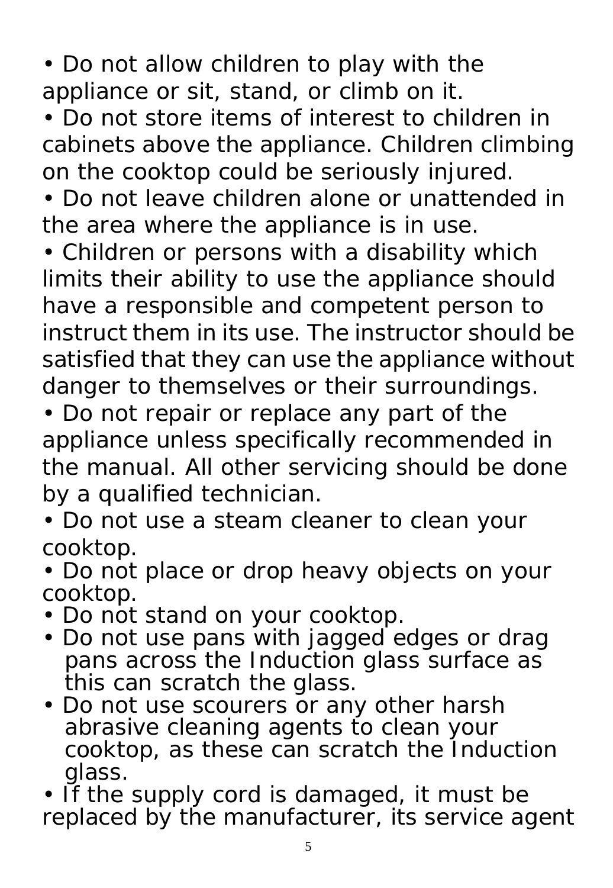- Do not allow children to play with the appliance or sit, stand, or climb on it.
- Do not store items of interest to children in cabinets above the appliance. Children climbing on the cooktop could be seriously injured.
- Do not leave children alone or unattended in the area where the appliance is in use.
- Children or persons with a disability which limits their ability to use the appliance should have a responsible and competent person to instruct them in its use. The instructor should be satisfied that they can use the appliance without danger to themselves or their surroundings.
- Do not repair or replace any part of the appliance unless specifically recommended in the manual. All other servicing should be done by a qualified technician.
- Do not use a steam cleaner to clean your cooktop.
- Do not place or drop heavy objects on your cooktop.
- Do not stand on your cooktop.
- Do not use pans with jagged edges or drag pans across the Induction glass surface as this can scratch the glass.
- Do not use scourers or any other harsh abrasive cleaning agents to clean your cooktop, as these can scratch the Induction glass.
- If the supply cord is damaged, it must be replaced by the manufacturer, its service agent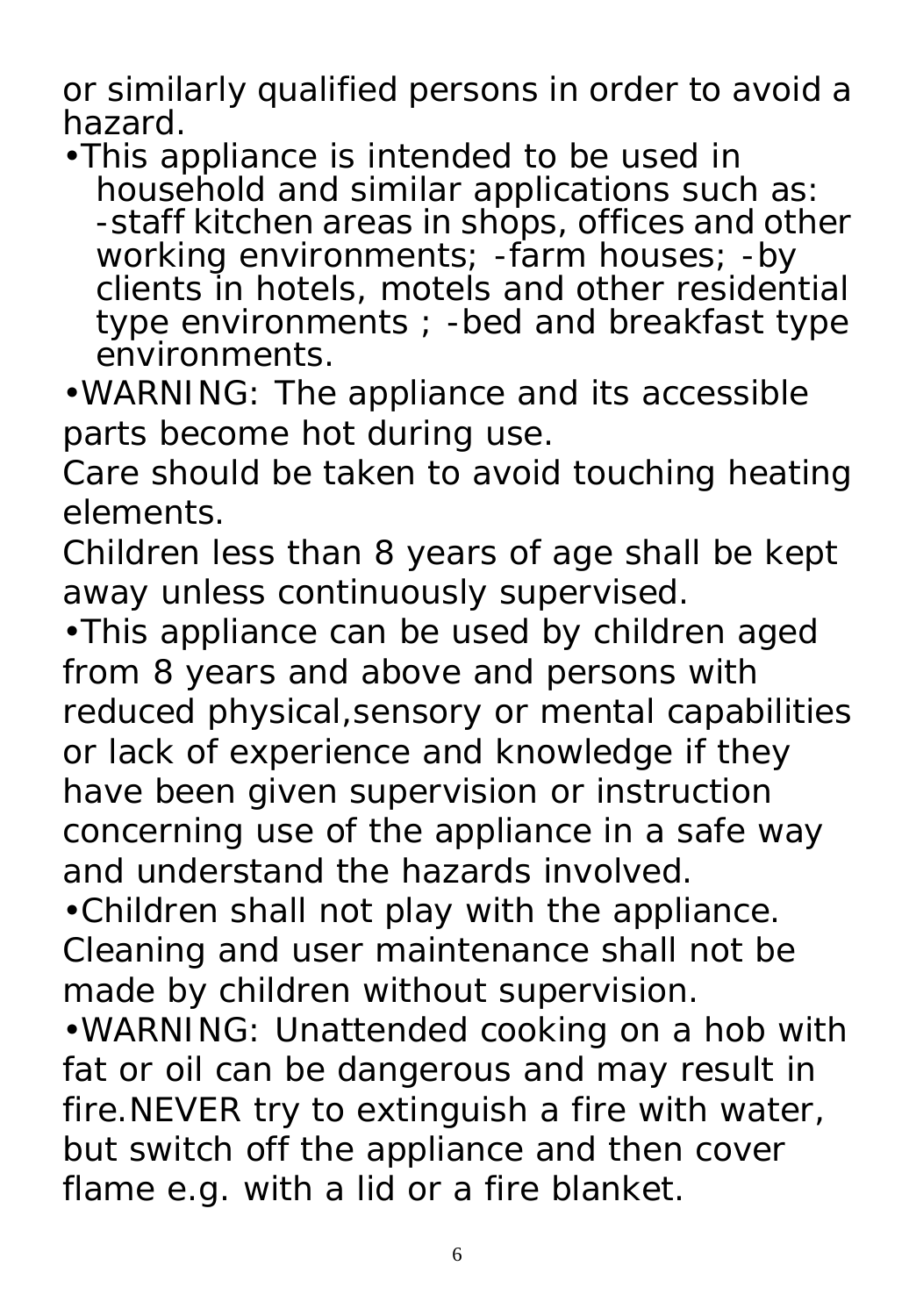or similarly qualified persons in order to avoid a hazard.

- This appliance is intended to be used in household and similar applications such as: -staff kitchen areas in shops, offices and other working environments; -farm houses; -by clients in hotels, motels and other residential type environments ; -bed and breakfast type environments.
- WARNING: The appliance and its accessible parts become hot during use.

Care should be taken to avoid touching heating elements.

Children less than 8 years of age shall be kept away unless continuously supervised.

- This appliance can be used by children aged from 8 years and above and persons with reduced physical,sensory or mental capabilities or lack of experience and knowledge if they have been given supervision or instruction concerning use of the appliance in a safe way and understand the hazards involved.
- Children shall not play with the appliance. Cleaning and user maintenance shall not be made by children without supervision.
- WARNING: Unattended cooking on a hob with fat or oil can be dangerous and may result in fire.NEVER try to extinguish a fire with water, but switch off the appliance and then cover flame e.g. with a lid or a fire blanket.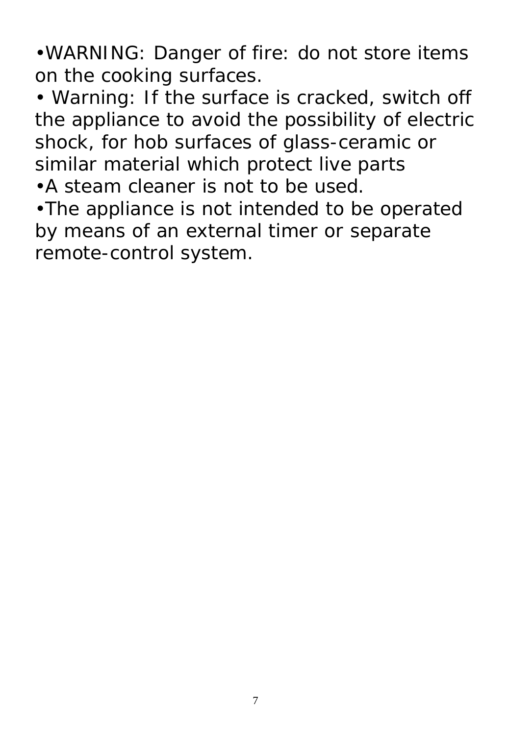- WARNING: Danger of fire: do not store items on the cooking surfaces.
- Warning: If the surface is cracked, switch off the appliance to avoid the possibility of electric shock, for hob surfaces of glass-ceramic or similar material which protect live parts
- A steam cleaner is not to be used.
- The appliance is not intended to be operated by means of an external timer or separate remote-control system.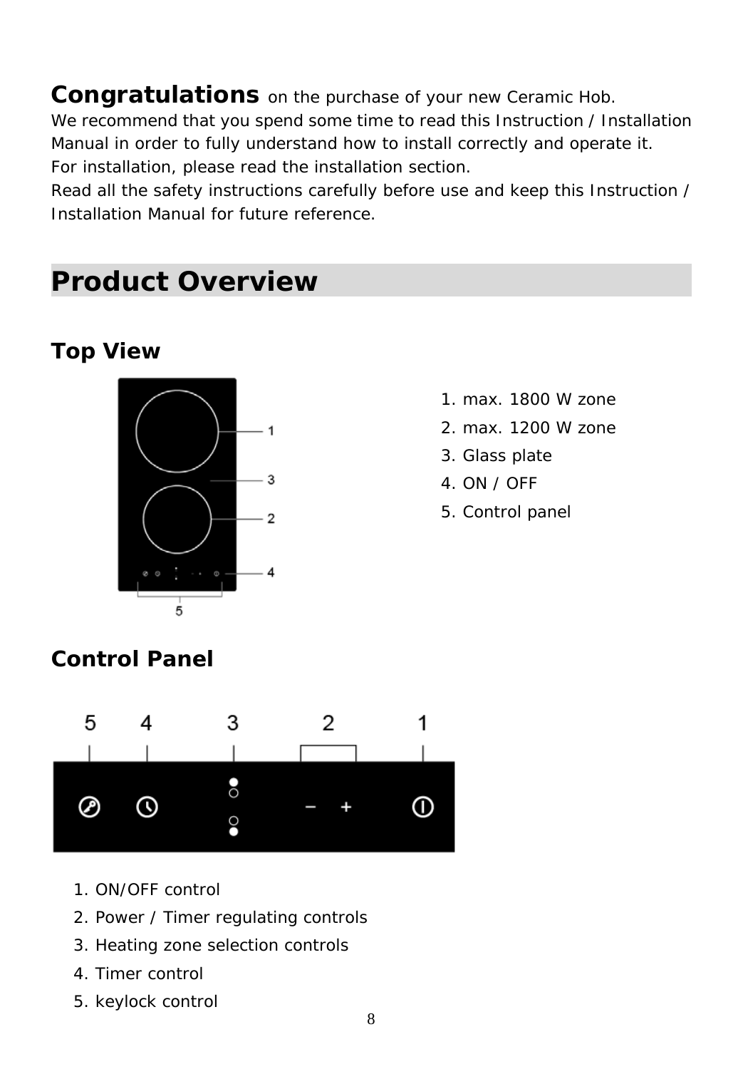**Congratulations** on the purchase of your new Ceramic Hob.
We recommend that you spend some time to read this Instruction / Installation Manual in order to fully understand how to install correctly and operate it.
For installation, please read the installation section.
Read all the safety instructions carefully before use and keep this Instruction / Installation Manual for future reference.

# Product Overview

## Top View

1. max. 1800 W zone
2. max. 1200 W zone
3. Glass plate
4. ON / OFF
5. Control panel

## Control Panel

1. ON/OFF control
2. Power / Timer regulating controls
3. Heating zone selection controls
4. Timer control
5. keylock control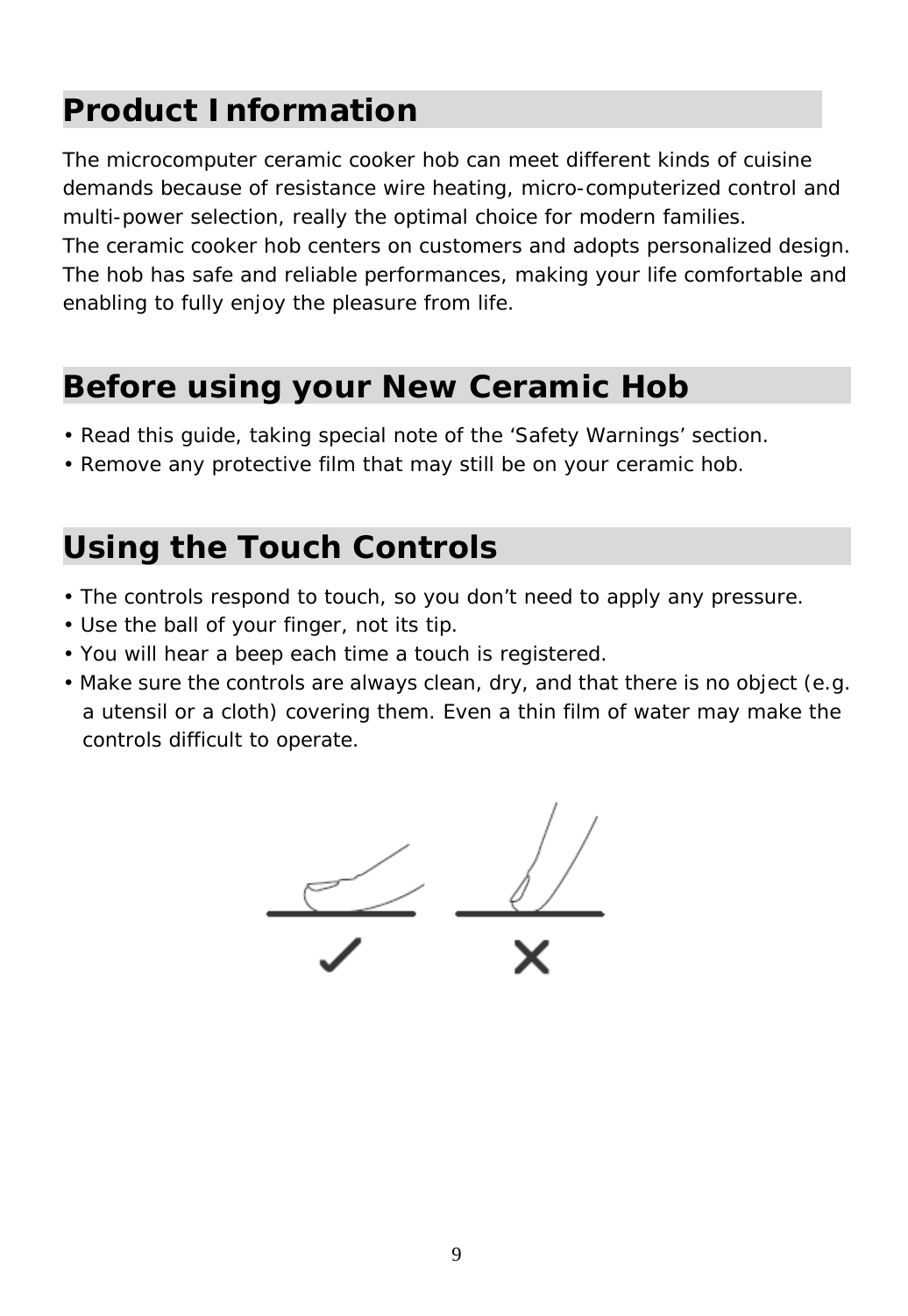## Product Information

The microcomputer ceramic cooker hob can meet different kinds of cuisine demands because of resistance wire heating, micro-computerized control and multi-power selection, really the optimal choice for modern families.
The ceramic cooker hob centers on customers and adopts personalized design. The hob has safe and reliable performances, making your life comfortable and enabling to fully enjoy the pleasure from life.

## Before using your New Ceramic Hob

- Read this guide, taking special note of the 'Safety Warnings' section.
- Remove any protective film that may still be on your ceramic hob.

## Using the Touch Controls

- The controls respond to touch, so you don't need to apply any pressure.
- Use the ball of your finger, not its tip.
- You will hear a beep each time a touch is registered.
- Make sure the controls are always clean, dry, and that there is no object (e.g. a utensil or a cloth) covering them. Even a thin film of water may make the controls difficult to operate.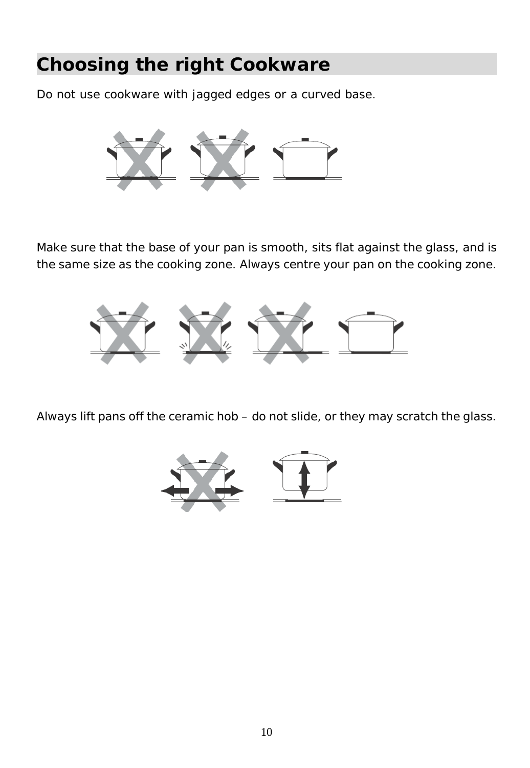## Choosing the right Cookware

Do not use cookware with jagged edges or a curved base.

Make sure that the base of your pan is smooth, sits flat against the glass, and is the same size as the cooking zone. Always centre your pan on the cooking zone.

Always lift pans off the ceramic hob – do not slide, or they may scratch the glass.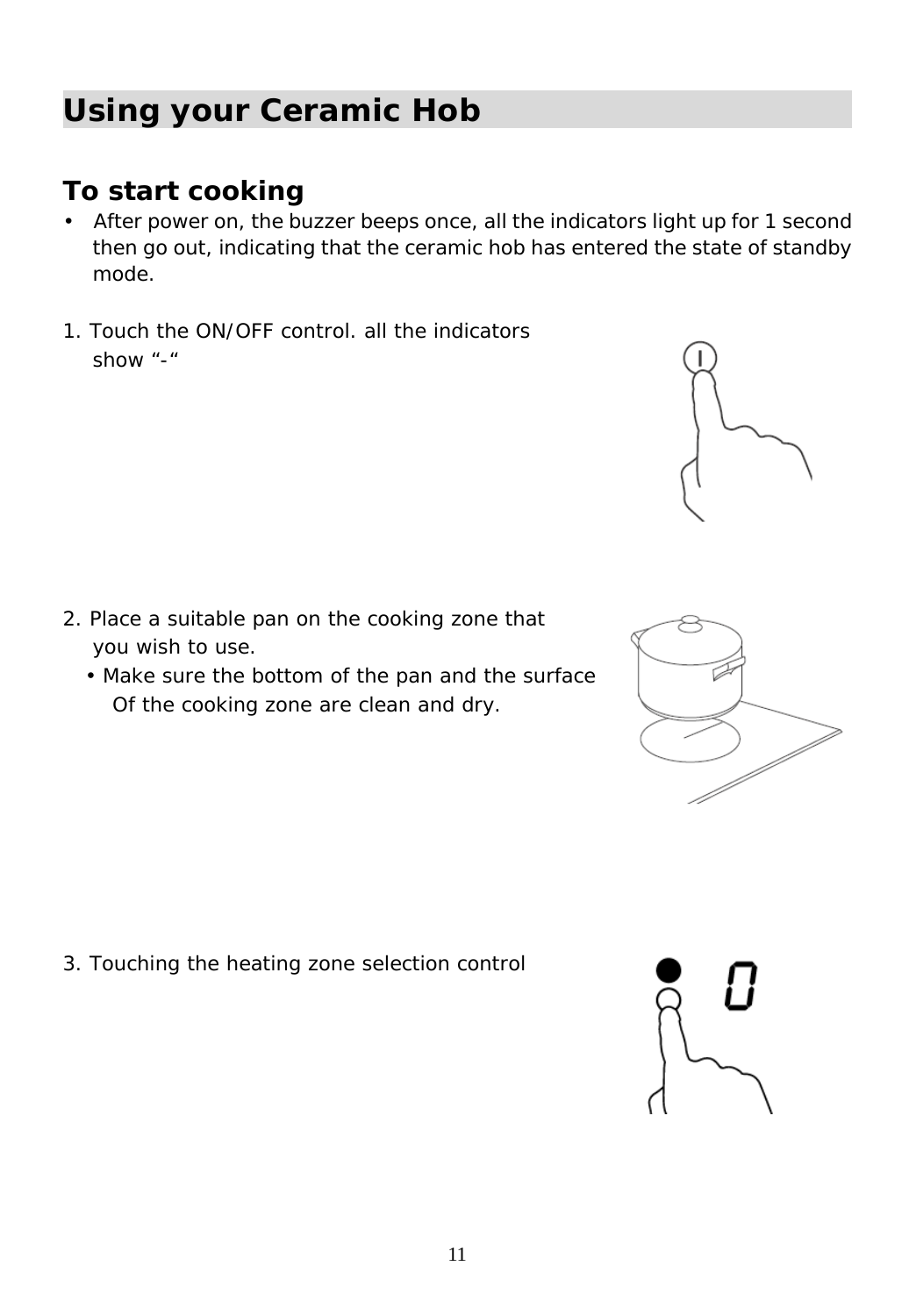# Using your Ceramic Hob

## To start cooking

- After power on, the buzzer beeps once, all the indicators light up for 1 second then go out, indicating that the ceramic hob has entered the state of standby mode.

1. Touch the ON/OFF control. all the indicators show “-“

2. Place a suitable pan on the cooking zone that you wish to use.
   - Make sure the bottom of the pan and the surface Of the cooking zone are clean and dry.

3. Touching the heating zone selection control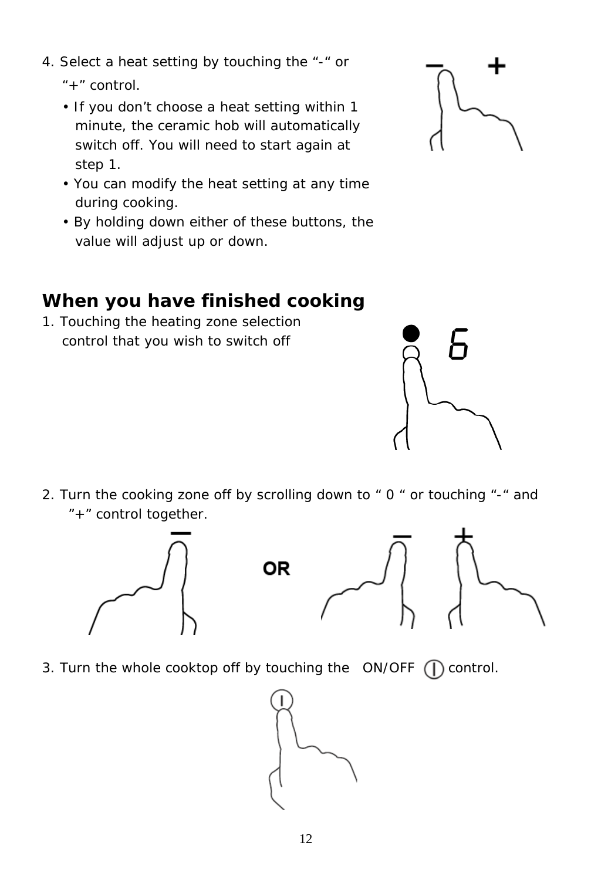4. Select a heat setting by touching the "-" or "+" control.
   - If you don't choose a heat setting within 1 minute, the ceramic hob will automatically switch off. You will need to start again at step 1.
   - You can modify the heat setting at any time during cooking.
   - By holding down either of these buttons, the value will adjust up or down.

## When you have finished cooking

1. Touching the heating zone selection control that you wish to switch off

2. Turn the cooking zone off by scrolling down to " 0 " or touching "-" and "+" control together.

3. Turn the whole cooktop off by touching the ON/OFF control.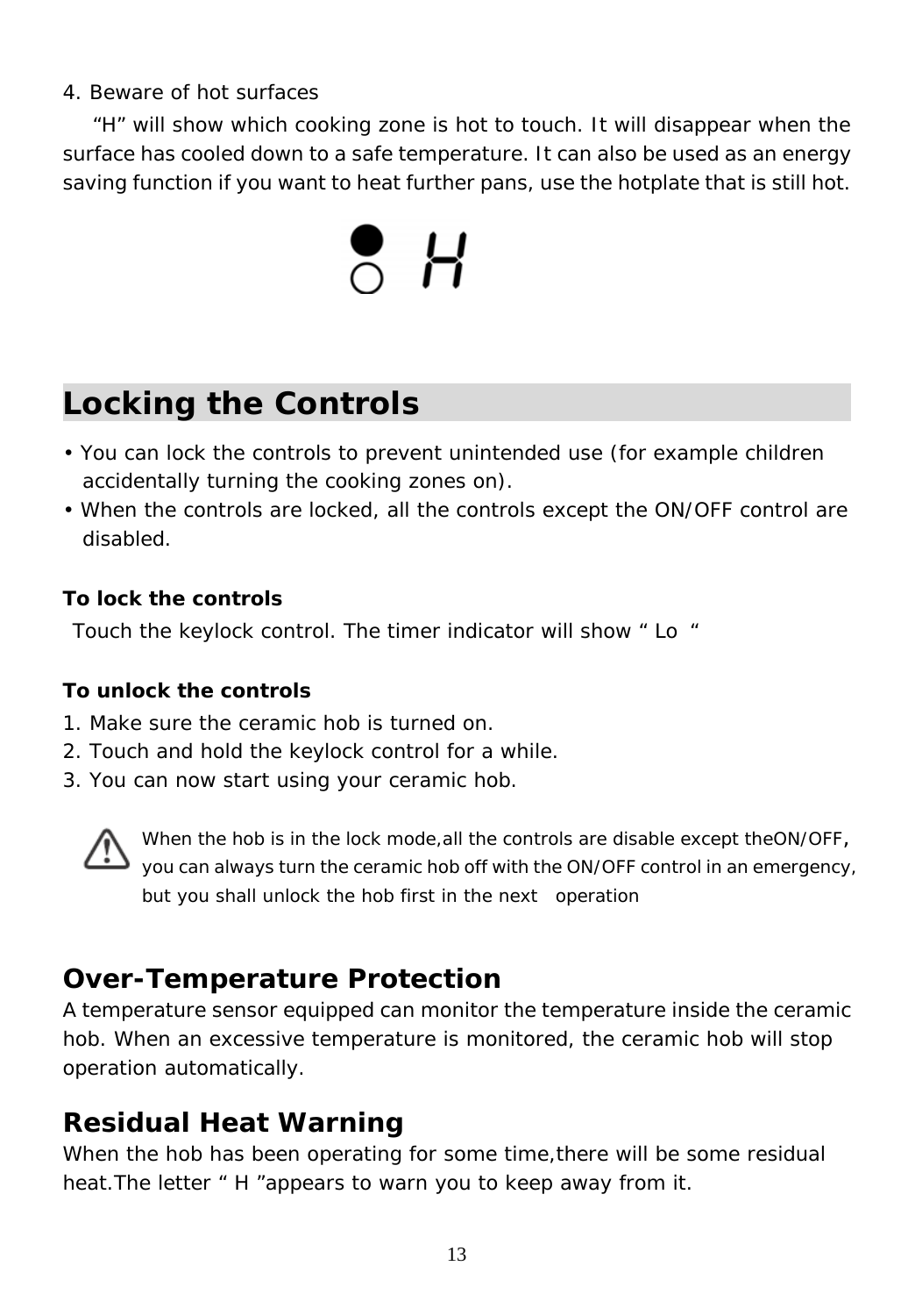4. Beware of hot surfaces

"H" will show which cooking zone is hot to touch. It will disappear when the surface has cooled down to a safe temperature. It can also be used as an energy saving function if you want to heat further pans, use the hotplate that is still hot.

## Locking the Controls

- You can lock the controls to prevent unintended use (for example children accidentally turning the cooking zones on).
- When the controls are locked, all the controls except the ON/OFF control are disabled.

**To lock the controls**

Touch the keylock control. The timer indicator will show " Lo "

**To unlock the controls**

1. Make sure the ceramic hob is turned on.
2. Touch and hold the keylock control for a while.
3. You can now start using your ceramic hob.

⚠ When the hob is in the lock mode,all the controls are disable except theON/OFF, you can always turn the ceramic hob off with the ON/OFF control in an emergency, but you shall unlock the hob first in the next operation

## Over-Temperature Protection

A temperature sensor equipped can monitor the temperature inside the ceramic hob. When an excessive temperature is monitored, the ceramic hob will stop operation automatically.

## Residual Heat Warning

When the hob has been operating for some time,there will be some residual heat.The letter " H "appears to warn you to keep away from it.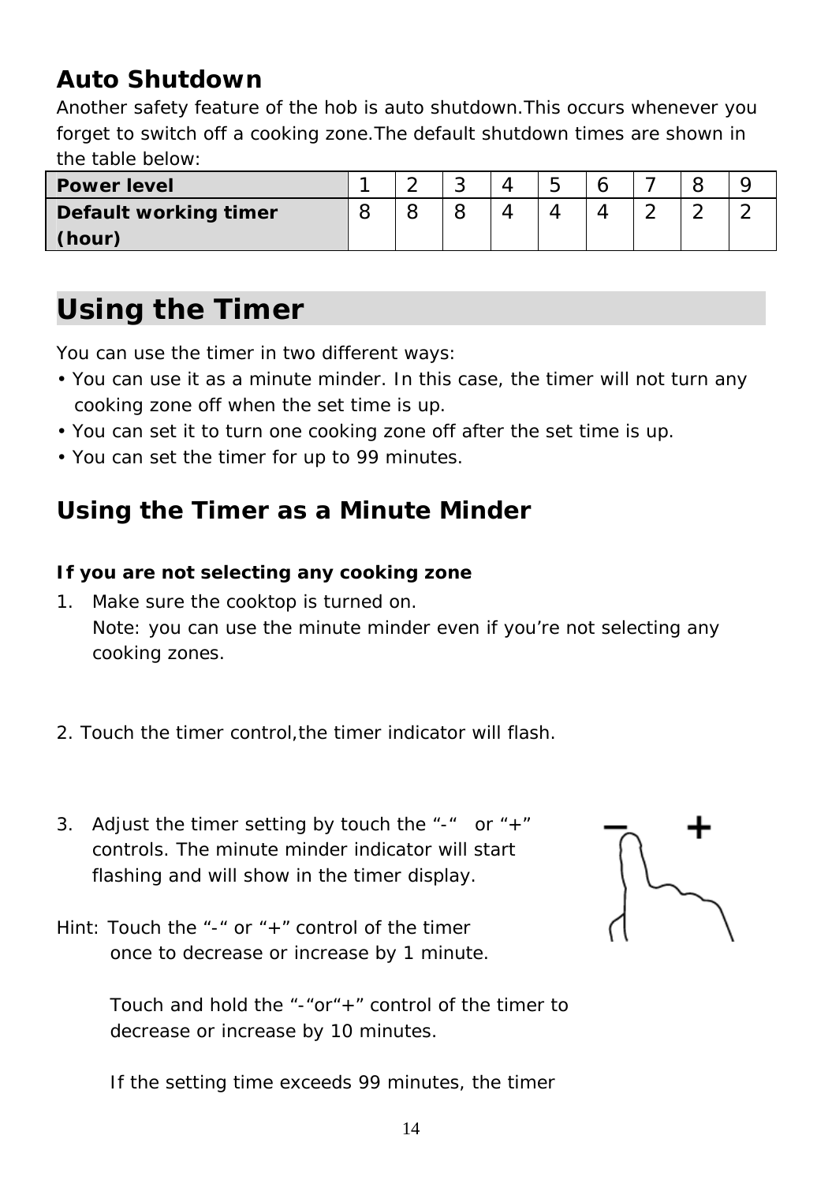## Auto Shutdown

Another safety feature of the hob is auto shutdown.This occurs whenever you forget to switch off a cooking zone.The default shutdown times are shown in the table below:

| **Power level** | 1 | 2 | 3 | 4 | 5 | 6 | 7 | 8 | 9 |
|---|---|---|---|---|---|---|---|---|---|
| **Default working timer (hour)** | 8 | 8 | 8 | 4 | 4 | 4 | 2 | 2 | 2 |

# Using the Timer

You can use the timer in two different ways:

- You can use it as a minute minder. In this case, the timer will not turn any cooking zone off when the set time is up.
- You can set it to turn one cooking zone off after the set time is up.
- You can set the timer for up to 99 minutes.

## Using the Timer as a Minute Minder

***If you are not selecting any cooking zone***

1. Make sure the cooktop is turned on.
   Note: you can use the minute minder even if you’re not selecting any cooking zones.

2. Touch the timer control,the timer indicator will flash.

3. Adjust the timer setting by touch the “-“ or “+” controls. The minute minder indicator will start flashing and will show in the timer display.

Hint: Touch the “-“ or “+” control of the timer once to decrease or increase by 1 minute.

Touch and hold the “-“or“+” control of the timer to decrease or increase by 10 minutes.

If the setting time exceeds 99 minutes, the timer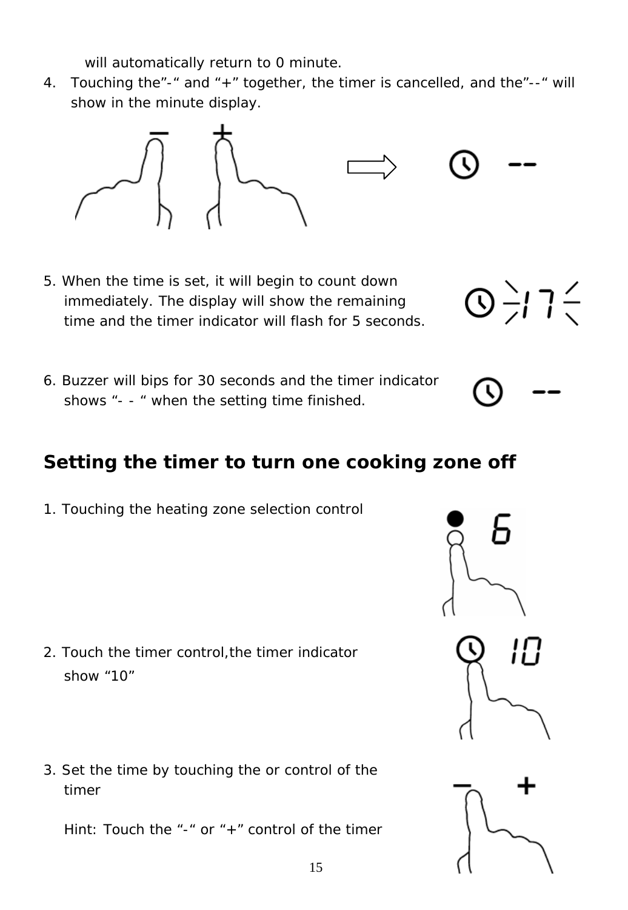will automatically return to 0 minute.

4. Touching the"-" and "+" together, the timer is cancelled, and the"--" will show in the minute display.

5. When the time is set, it will begin to count down immediately. The display will show the remaining time and the timer indicator will flash for 5 seconds.

6. Buzzer will bips for 30 seconds and the timer indicator shows "- - " when the setting time finished.

## Setting the timer to turn one cooking zone off

1. Touching the heating zone selection control

2. Touch the timer control,the timer indicator show "10"

3. Set the time by touching the or control of the timer

   Hint: Touch the "-" or "+" control of the timer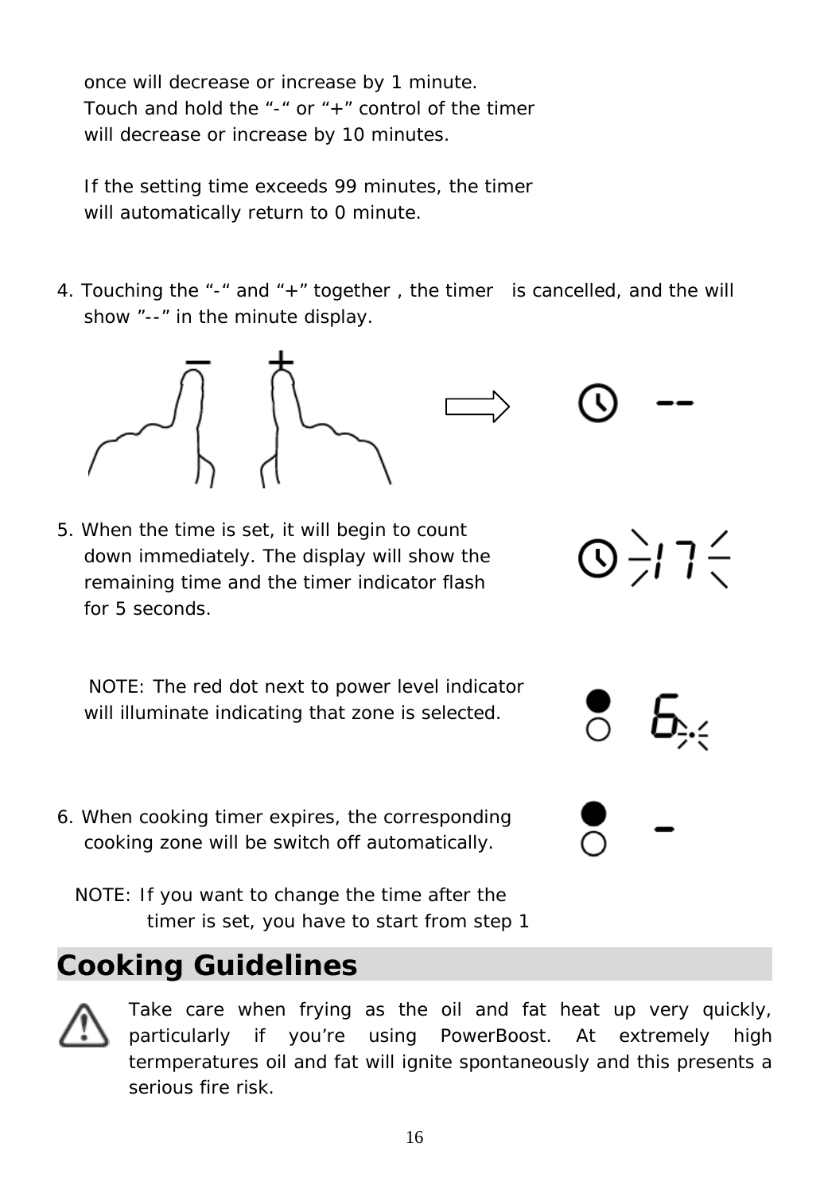once will decrease or increase by 1 minute. Touch and hold the "-" or "+" control of the timer will decrease or increase by 10 minutes.

If the setting time exceeds 99 minutes, the timer will automatically return to 0 minute.

4. Touching the "-" and "+" together , the timer  is cancelled, and the will show "--" in the minute display.

5. When the time is set, it will begin to count down immediately. The display will show the remaining time and the timer indicator flash for 5 seconds.

NOTE: The red dot next to power level indicator will illuminate indicating that zone is selected.

6. When cooking timer expires, the corresponding cooking zone will be switch off automatically.

NOTE: If you want to change the time after the timer is set, you have to start from step 1

## Cooking Guidelines

Take care when frying as the oil and fat heat up very quickly, particularly if you're using PowerBoost. At extremely high termperatures oil and fat will ignite spontaneously and this presents a serious fire risk.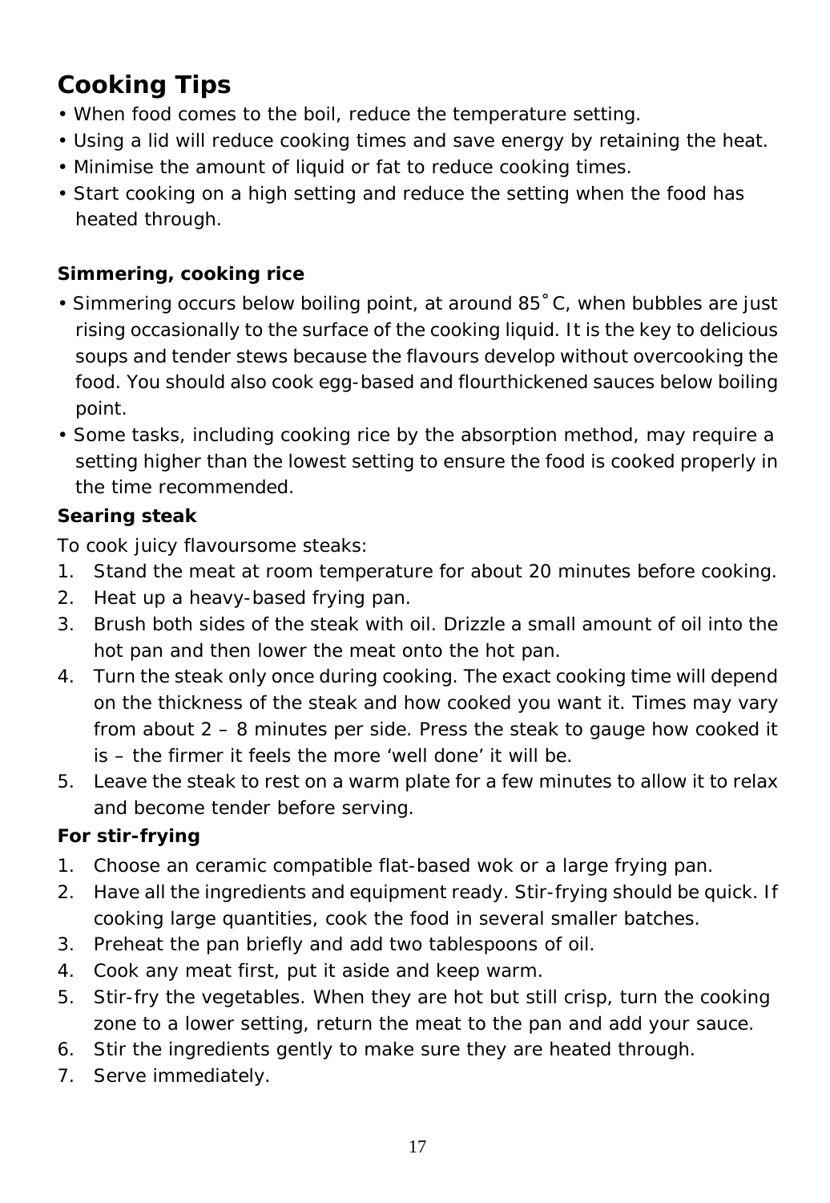# Cooking Tips

- When food comes to the boil, reduce the temperature setting.
- Using a lid will reduce cooking times and save energy by retaining the heat.
- Minimise the amount of liquid or fat to reduce cooking times.
- Start cooking on a high setting and reduce the setting when the food has heated through.

### Simmering, cooking rice

- Simmering occurs below boiling point, at around 85˚C, when bubbles are just rising occasionally to the surface of the cooking liquid. It is the key to delicious soups and tender stews because the flavours develop without overcooking the food. You should also cook egg-based and flourthickened sauces below boiling point.
- Some tasks, including cooking rice by the absorption method, may require a setting higher than the lowest setting to ensure the food is cooked properly in the time recommended.

### Searing steak

To cook juicy flavoursome steaks:

1. Stand the meat at room temperature for about 20 minutes before cooking.
2. Heat up a heavy-based frying pan.
3. Brush both sides of the steak with oil. Drizzle a small amount of oil into the hot pan and then lower the meat onto the hot pan.
4. Turn the steak only once during cooking. The exact cooking time will depend on the thickness of the steak and how cooked you want it. Times may vary from about 2 – 8 minutes per side. Press the steak to gauge how cooked it is – the firmer it feels the more 'well done' it will be.
5. Leave the steak to rest on a warm plate for a few minutes to allow it to relax and become tender before serving.

### For stir-frying

1. Choose an ceramic compatible flat-based wok or a large frying pan.
2. Have all the ingredients and equipment ready. Stir-frying should be quick. If cooking large quantities, cook the food in several smaller batches.
3. Preheat the pan briefly and add two tablespoons of oil.
4. Cook any meat first, put it aside and keep warm.
5. Stir-fry the vegetables. When they are hot but still crisp, turn the cooking zone to a lower setting, return the meat to the pan and add your sauce.
6. Stir the ingredients gently to make sure they are heated through.
7. Serve immediately.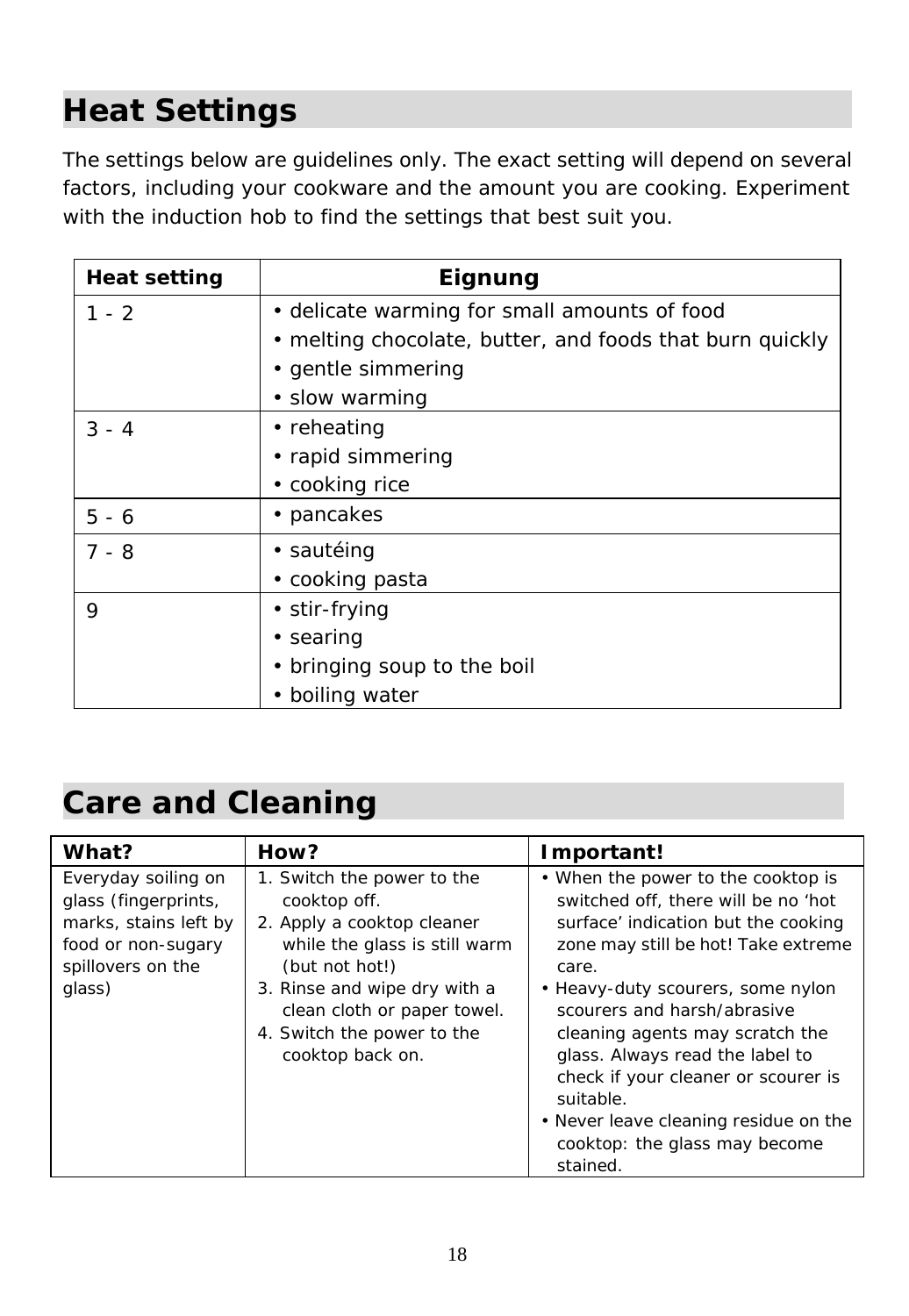## Heat Settings

The settings below are guidelines only. The exact setting will depend on several factors, including your cookware and the amount you are cooking. Experiment with the induction hob to find the settings that best suit you.

| Heat setting | Eignung |
|---|---|
| 1 - 2 | • delicate warming for small amounts of food<br>• melting chocolate, butter, and foods that burn quickly<br>• gentle simmering<br>• slow warming |
| 3 - 4 | • reheating<br>• rapid simmering<br>• cooking rice |
| 5 - 6 | • pancakes |
| 7 - 8 | • sautéing<br>• cooking pasta |
| 9 | • stir-frying<br>• searing<br>• bringing soup to the boil<br>• boiling water |

## Care and Cleaning

| What? | How? | Important! |
|---|---|---|
| Everyday soiling on glass (fingerprints, marks, stains left by food or non-sugary spillovers on the glass) | 1. Switch the power to the cooktop off.<br>2. Apply a cooktop cleaner while the glass is still warm (but not hot!)<br>3. Rinse and wipe dry with a clean cloth or paper towel.<br>4. Switch the power to the cooktop back on. | • When the power to the cooktop is switched off, there will be no 'hot surface' indication but the cooking zone may still be hot! Take extreme care.<br>• Heavy-duty scourers, some nylon scourers and harsh/abrasive cleaning agents may scratch the glass. Always read the label to check if your cleaner or scourer is suitable.<br>• Never leave cleaning residue on the cooktop: the glass may become stained. |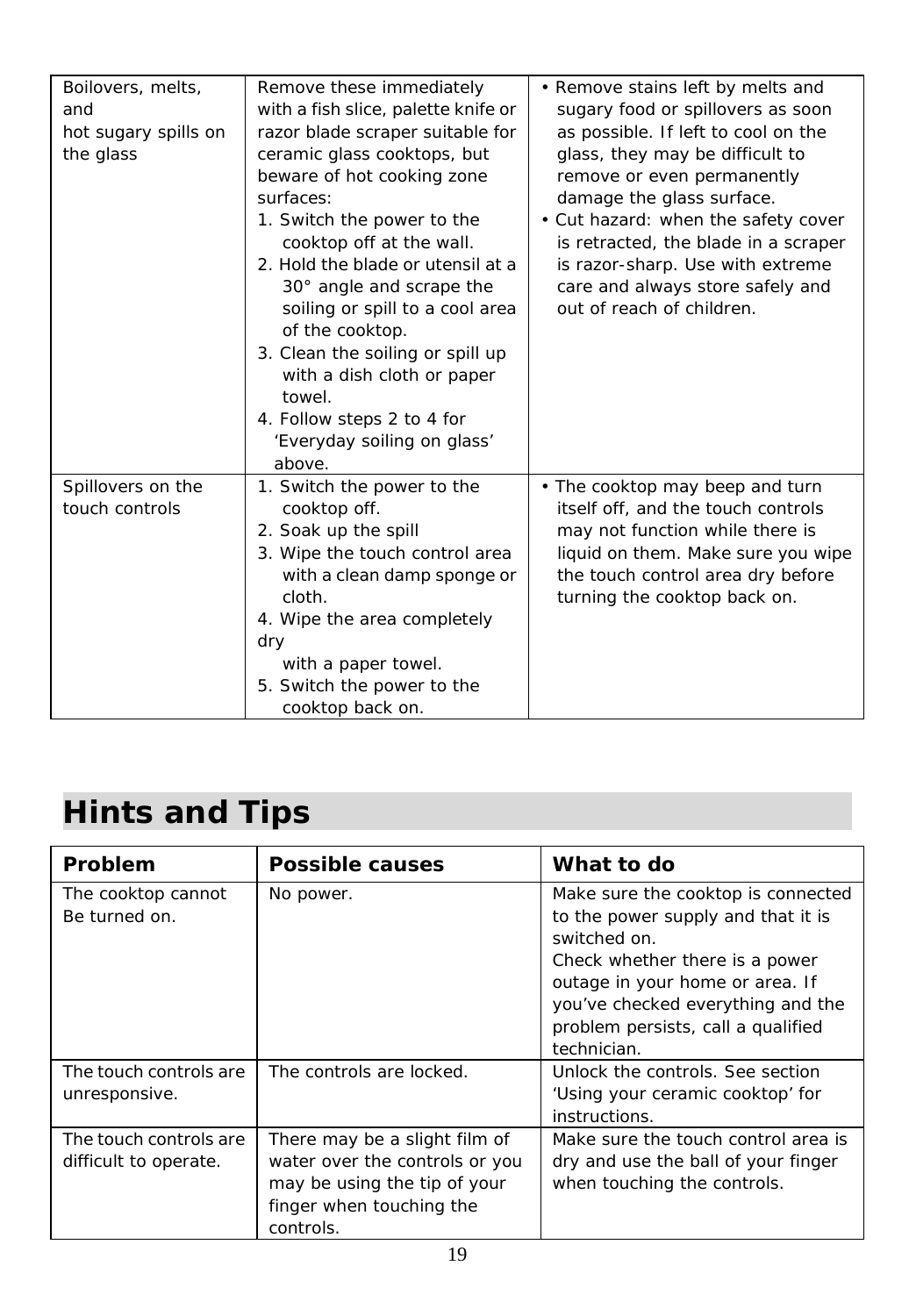| | | |
|---|---|---|
| Boilovers, melts, and hot sugary spills on the glass | Remove these immediately with a fish slice, palette knife or razor blade scraper suitable for ceramic glass cooktops, but beware of hot cooking zone surfaces:<br>1. Switch the power to the cooktop off at the wall.<br>2. Hold the blade or utensil at a 30° angle and scrape the soiling or spill to a cool area of the cooktop.<br>3. Clean the soiling or spill up with a dish cloth or paper towel.<br>4. Follow steps 2 to 4 for 'Everyday soiling on glass' above. | • Remove stains left by melts and sugary food or spillovers as soon as possible. If left to cool on the glass, they may be difficult to remove or even permanently damage the glass surface.<br>• Cut hazard: when the safety cover is retracted, the blade in a scraper is razor-sharp. Use with extreme care and always store safely and out of reach of children. |
| Spillovers on the touch controls | 1. Switch the power to the cooktop off.<br>2. Soak up the spill<br>3. Wipe the touch control area with a clean damp sponge or cloth.<br>4. Wipe the area completely dry with a paper towel.<br>5. Switch the power to the cooktop back on. | • The cooktop may beep and turn itself off, and the touch controls may not function while there is liquid on them. Make sure you wipe the touch control area dry before turning the cooktop back on. |

## Hints and Tips

| Problem | Possible causes | What to do |
|---|---|---|
| The cooktop cannot Be turned on. | No power. | Make sure the cooktop is connected to the power supply and that it is switched on.<br>Check whether there is a power outage in your home or area. If you've checked everything and the problem persists, call a qualified technician. |
| The touch controls are unresponsive. | The controls are locked. | Unlock the controls. See section 'Using your ceramic cooktop' for instructions. |
| The touch controls are difficult to operate. | There may be a slight film of water over the controls or you may be using the tip of your finger when touching the controls. | Make sure the touch control area is dry and use the ball of your finger when touching the controls. |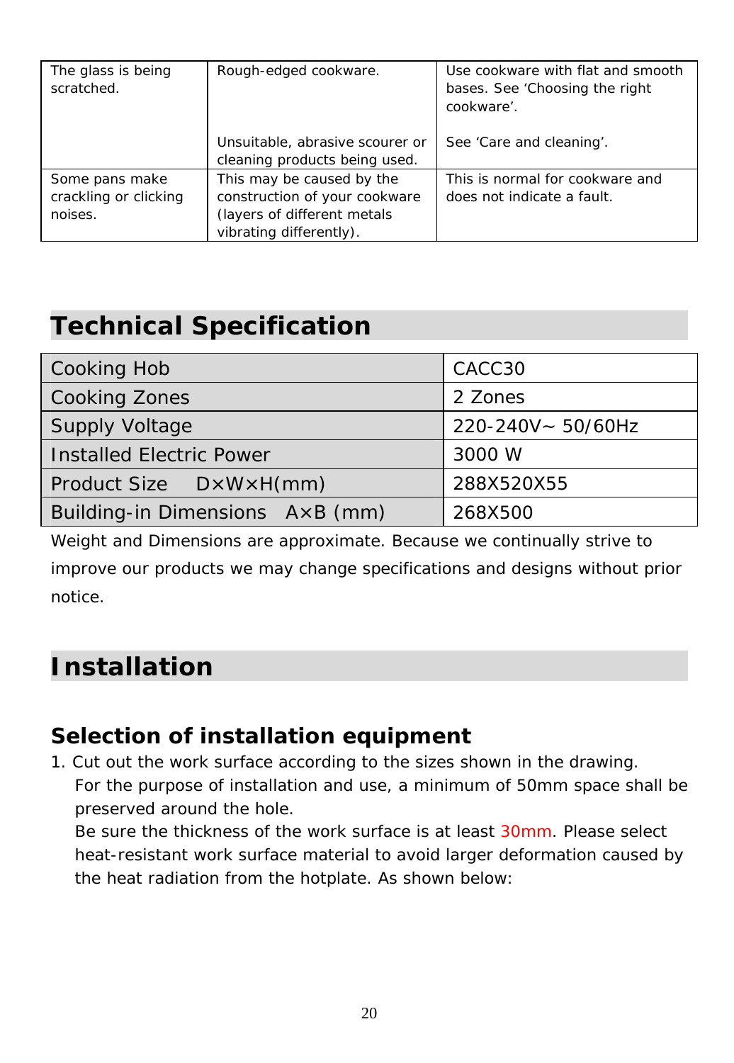| The glass is being scratched. | Rough-edged cookware. | Use cookware with flat and smooth bases. See ‘Choosing the right cookware’. |
|---|---|---|
| | Unsuitable, abrasive scourer or cleaning products being used. | See ‘Care and cleaning’. |
| Some pans make crackling or clicking noises. | This may be caused by the construction of your cookware (layers of different metals vibrating differently). | This is normal for cookware and does not indicate a fault. |

## Technical Specification

| Cooking Hob | CACC30 |
|---|---|
| Cooking Zones | 2 Zones |
| Supply Voltage | 220-240V~ 50/60Hz |
| Installed Electric Power | 3000 W |
| Product Size D×W×H(mm) | 288X520X55 |
| Building-in Dimensions A×B (mm) | 268X500 |

Weight and Dimensions are approximate. Because we continually strive to improve our products we may change specifications and designs without prior notice.

## Installation

### Selection of installation equipment

1. Cut out the work surface according to the sizes shown in the drawing.
   For the purpose of installation and use, a minimum of 50mm space shall be preserved around the hole.
   Be sure the thickness of the work surface is at least 30mm. Please select heat-resistant work surface material to avoid larger deformation caused by the heat radiation from the hotplate. As shown below: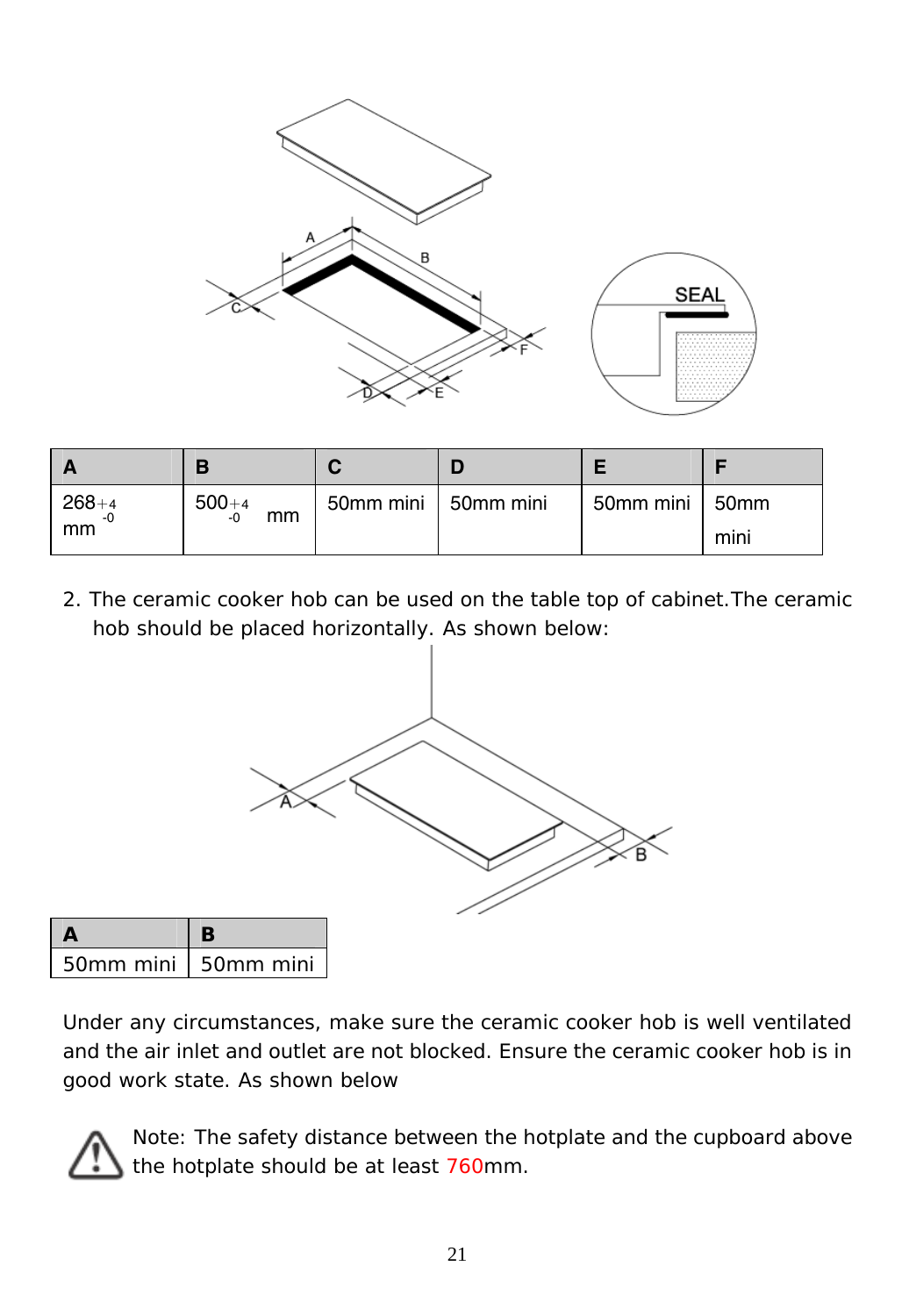| A | B | C | D | E | F |
|---|---|---|---|---|---|
| $268^{+4}_{-0}$ mm | $500^{+4}_{-0}$ mm | 50mm mini | 50mm mini | 50mm mini | 50mm mini |

2. The ceramic cooker hob can be used on the table top of cabinet.The ceramic hob should be placed horizontally. As shown below:

| A | B |
|---|---|
| 50mm mini | 50mm mini |

Under any circumstances, make sure the ceramic cooker hob is well ventilated and the air inlet and outlet are not blocked. Ensure the ceramic cooker hob is in good work state. As shown below

Note: The safety distance between the hotplate and the cupboard above the hotplate should be at least 760mm.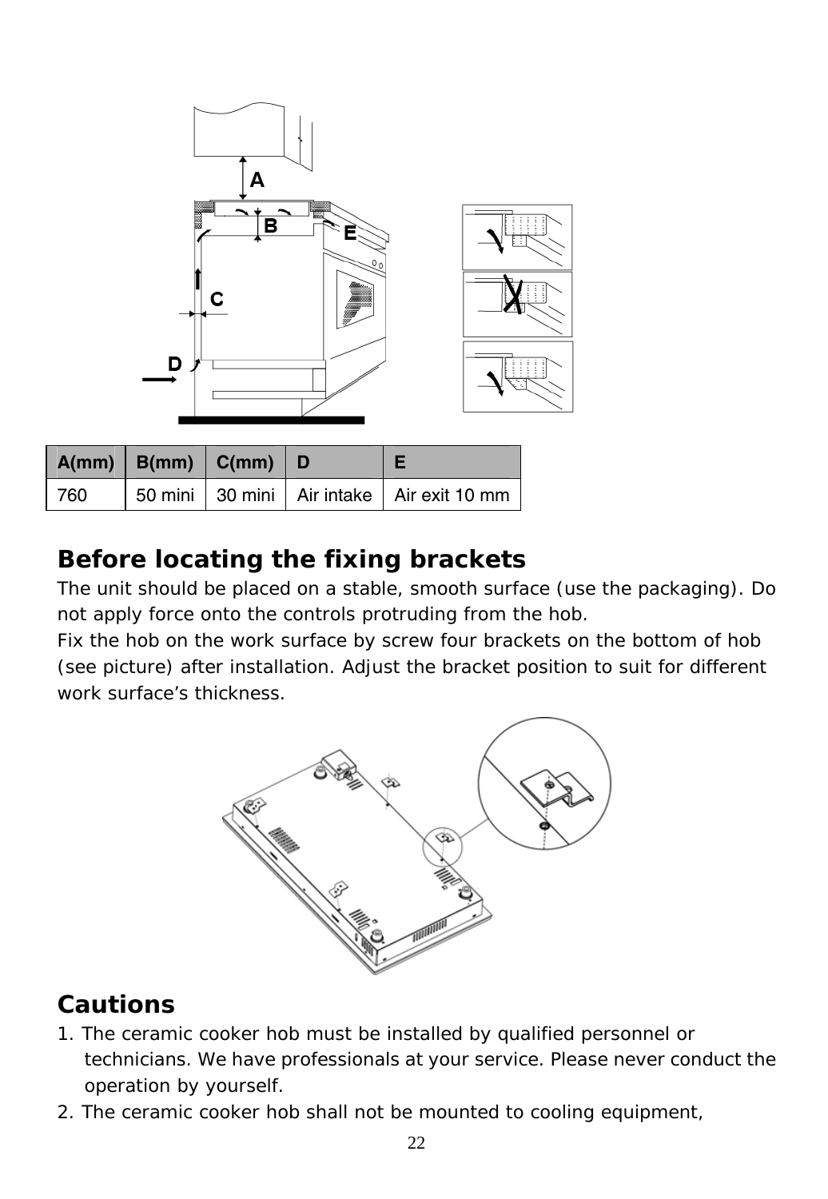| A(mm) | B(mm) | C(mm) | D | E |
|---|---|---|---|---|
| 760 | 50 mini | 30 mini | Air intake | Air exit 10 mm |

## Before locating the fixing brackets

The unit should be placed on a stable, smooth surface (use the packaging). Do not apply force onto the controls protruding from the hob.

Fix the hob on the work surface by screw four brackets on the bottom of hob (see picture) after installation. Adjust the bracket position to suit for different work surface's thickness.

## Cautions

1. The ceramic cooker hob must be installed by qualified personnel or technicians. We have professionals at your service. Please never conduct the operation by yourself.
2. The ceramic cooker hob shall not be mounted to cooling equipment,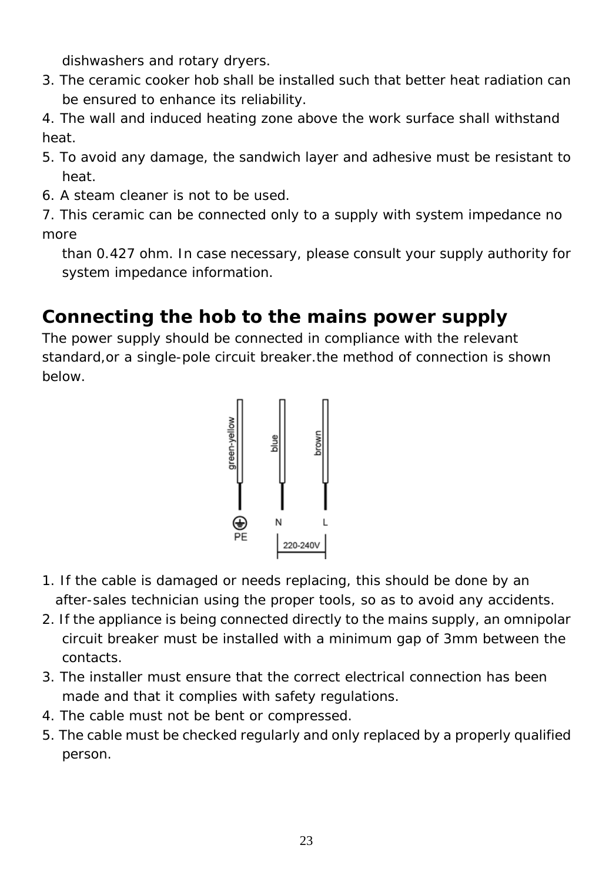dishwashers and rotary dryers.

3. The ceramic cooker hob shall be installed such that better heat radiation can be ensured to enhance its reliability.
4. The wall and induced heating zone above the work surface shall withstand heat.
5. To avoid any damage, the sandwich layer and adhesive must be resistant to heat.
6. A steam cleaner is not to be used.
7. This ceramic can be connected only to a supply with system impedance no more than 0.427 ohm. In case necessary, please consult your supply authority for system impedance information.

## Connecting the hob to the mains power supply

The power supply should be connected in compliance with the relevant standard,or a single-pole circuit breaker.the method of connection is shown below.

green-yellow | blue | brown

PE | N | L

220-240V

1. If the cable is damaged or needs replacing, this should be done by an after-sales technician using the proper tools, so as to avoid any accidents.
2. If the appliance is being connected directly to the mains supply, an omnipolar circuit breaker must be installed with a minimum gap of 3mm between the contacts.
3. The installer must ensure that the correct electrical connection has been made and that it complies with safety regulations.
4. The cable must not be bent or compressed.
5. The cable must be checked regularly and only replaced by a properly qualified person.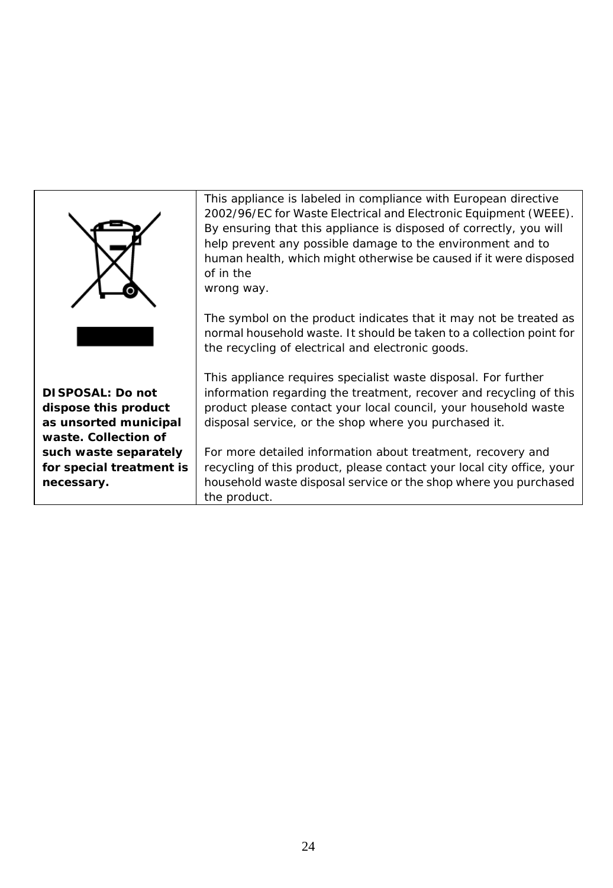| | |
|---|---|
| **DISPOSAL: Do not dispose this product as unsorted municipal waste. Collection of such waste separately for special treatment is necessary.** | This appliance is labeled in compliance with European directive 2002/96/EC for Waste Electrical and Electronic Equipment (WEEE). By ensuring that this appliance is disposed of correctly, you will help prevent any possible damage to the environment and to human health, which might otherwise be caused if it were disposed of in the wrong way.<br><br>The symbol on the product indicates that it may not be treated as normal household waste. It should be taken to a collection point for the recycling of electrical and electronic goods.<br><br>This appliance requires specialist waste disposal. For further information regarding the treatment, recover and recycling of this product please contact your local council, your household waste disposal service, or the shop where you purchased it.<br><br>For more detailed information about treatment, recovery and recycling of this product, please contact your local city office, your household waste disposal service or the shop where you purchased the product. |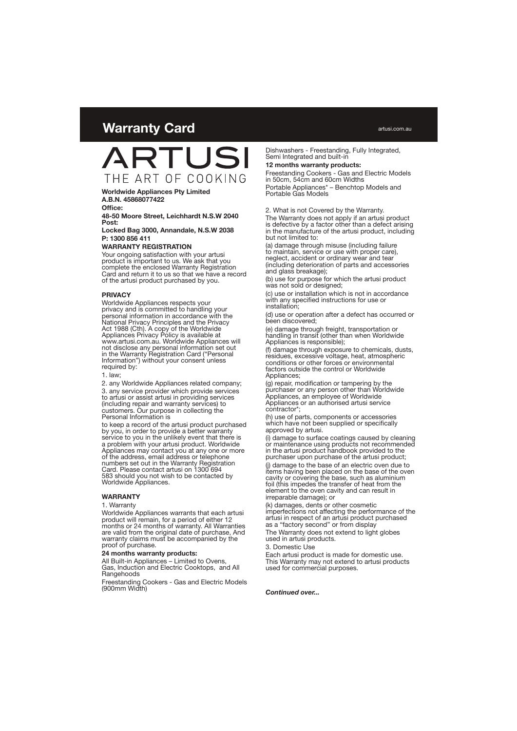# Warranty Card

artusi.com.au

ARTUSI
THE ART OF COOKING

**Worldwide Appliances Pty Limited**
**A.B.N. 45868077422**

**Office:**

**48-50 Moore Street, Leichhardt N.S.W 2040**
**Post:**

**Locked Bag 3000, Annandale, N.S.W 2038**

**P: 1300 856 411**

**WARRANTY REGISTRATION**

Your ongoing satisfaction with your artusi product is important to us. We ask that you complete the enclosed Warranty Registration Card and return it to us so that we have a record of the artusi product purchased by you.

**PRIVACY**

Worldwide Appliances respects your privacy and is committed to handling your personal information in accordance with the National Privacy Principles and the Privacy Act 1988 (Cth). A copy of the Worldwide Appliances Privacy Policy is available at www.artusi.com.au. Worldwide Appliances will not disclose any personal information set out in the Warranty Registration Card ("Personal Information") without your consent unless required by:

1. law;

2. any Worldwide Appliances related company;

3. any service provider which provide services to artusi or assist artusi in providing services (including repair and warranty services) to customers. Our purpose in collecting the Personal Information is

to keep a record of the artusi product purchased by you, in order to provide a better warranty service to you in the unlikely event that there is a problem with your artusi product. Worldwide Appliances may contact you at any one or more of the address, email address or telephone numbers set out in the Warranty Registration Card. Please contact artusi on 1300 694 583 should you not wish to be contacted by Worldwide Appliances.

**WARRANTY**

1. Warranty

Worldwide Appliances warrants that each artusi product will remain, for a period of either 12 months or 24 months of warranty. All Warranties are valid from the original date of purchase, And warranty claims must be accompanied by the proof of purchase.

**24 months warranty products:**

All Built-in Appliances – Limited to Ovens, Gas, Induction and Electric Cooktops, and All Rangehoods

Freestanding Cookers - Gas and Electric Models (900mm Width)

Dishwashers - Freestanding, Fully Integrated, Semi Integrated and built-in

**12 months warranty products:**

Freestanding Cookers - Gas and Electric Models in 50cm, 54cm and 60cm Widths

Portable Appliances* – Benchtop Models and Portable Gas Models

2. What is not Covered by the Warranty.

The Warranty does not apply if an artusi product is defective by a factor other than a defect arising in the manufacture of the artusi product, including but not limited to:

(a) damage through misuse (including failure to maintain, service or use with proper care), neglect, accident or ordinary wear and tear (including deterioration of parts and accessories and glass breakage);

(b) use for purpose for which the artusi product was not sold or designed;

(c) use or installation which is not in accordance with any specified instructions for use or installation;

(d) use or operation after a defect has occurred or been discovered;

(e) damage through freight, transportation or handling in transit (other than when Worldwide Appliances is responsible);

(f) damage through exposure to chemicals, dusts, residues, excessive voltage, heat, atmospheric conditions or other forces or environmental factors outside the control or Worldwide Appliances;

(g) repair, modification or tampering by the purchaser or any person other than Worldwide Appliances, an employee of Worldwide Appliances or an authorised artusi service contractor*;

(h) use of parts, components or accessories which have not been supplied or specifically approved by artusi.

(i) damage to surface coatings caused by cleaning or maintenance using products not recommended in the artusi product handbook provided to the purchaser upon purchase of the artusi product;

(j) damage to the base of an electric oven due to items having been placed on the base of the oven cavity or covering the base, such as aluminium foil (this impedes the transfer of heat from the element to the oven cavity and can result in irreparable damage); or

(k) damages, dents or other cosmetic imperfections not affecting the performance of the artusi in respect of an artusi product purchased as a "factory second" or from display

The Warranty does not extend to light globes used in artusi products.

3. Domestic Use

Each artusi product is made for domestic use. This Warranty may not extend to artusi products used for commercial purposes.

***Continued over...***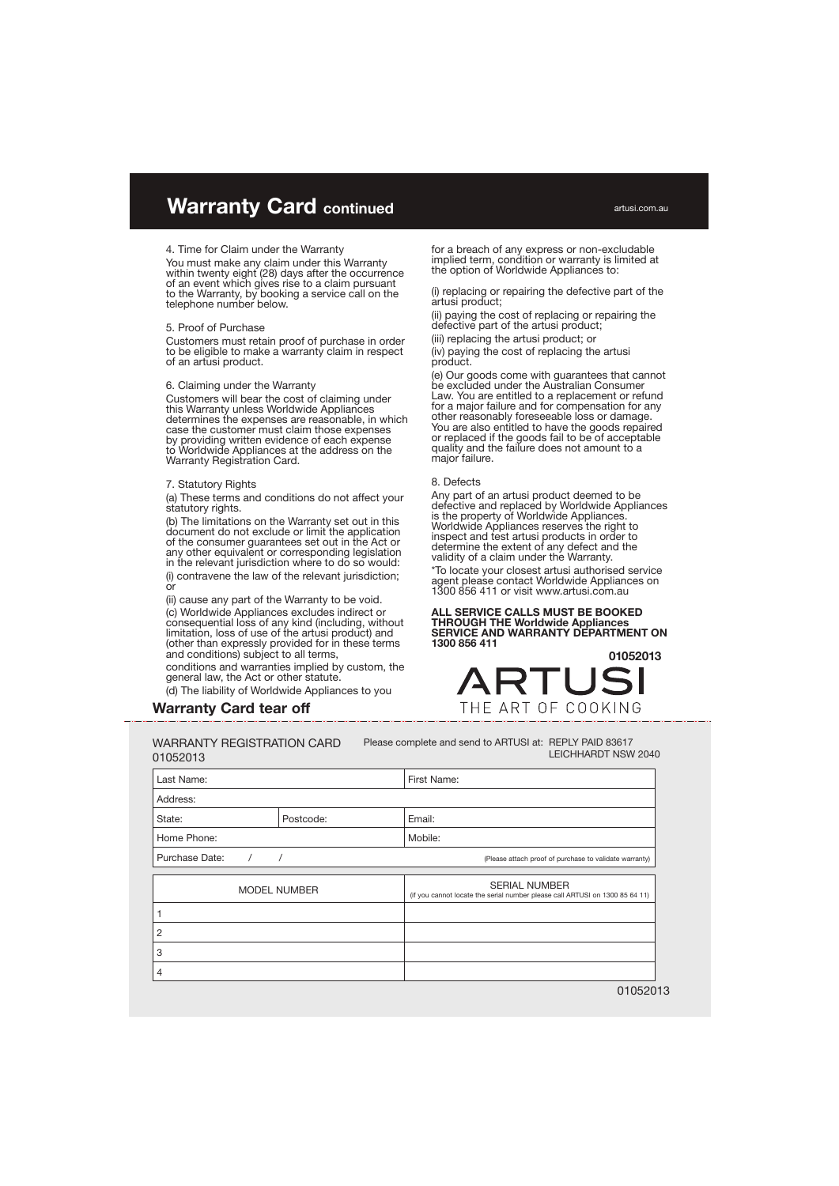# Warranty Card continued

artusi.com.au

4. Time for Claim under the Warranty

You must make any claim under this Warranty within twenty eight (28) days after the occurrence of an event which gives rise to a claim pursuant to the Warranty, by booking a service call on the telephone number below.

5. Proof of Purchase

Customers must retain proof of purchase in order to be eligible to make a warranty claim in respect of an artusi product.

6. Claiming under the Warranty

Customers will bear the cost of claiming under this Warranty unless Worldwide Appliances determines the expenses are reasonable, in which case the customer must claim those expenses by providing written evidence of each expense to Worldwide Appliances at the address on the Warranty Registration Card.

7. Statutory Rights

(a) These terms and conditions do not affect your statutory rights.

(b) The limitations on the Warranty set out in this document do not exclude or limit the application of the consumer guarantees set out in the Act or any other equivalent or corresponding legislation in the relevant jurisdiction where to do so would:

(i) contravene the law of the relevant jurisdiction; or

(ii) cause any part of the Warranty to be void.

(c) Worldwide Appliances excludes indirect or consequential loss of any kind (including, without limitation, loss of use of the artusi product) and (other than expressly provided for in these terms and conditions) subject to all terms, conditions and warranties implied by custom, the general law, the Act or other statute.

(d) The liability of Worldwide Appliances to you for a breach of any express or non-excludable implied term, condition or warranty is limited at the option of Worldwide Appliances to:

(i) replacing or repairing the defective part of the artusi product;

(ii) paying the cost of replacing or repairing the defective part of the artusi product;

(iii) replacing the artusi product; or

(iv) paying the cost of replacing the artusi product.

(e) Our goods come with guarantees that cannot be excluded under the Australian Consumer Law. You are entitled to a replacement or refund for a major failure and for compensation for any other reasonably foreseeable loss or damage. You are also entitled to have the goods repaired or replaced if the goods fail to be of acceptable quality and the failure does not amount to a major failure.

8. Defects

Any part of an artusi product deemed to be defective and replaced by Worldwide Appliances is the property of Worldwide Appliances. Worldwide Appliances reserves the right to inspect and test artusi products in order to determine the extent of any defect and the validity of a claim under the Warranty.

*To locate your closest artusi authorised service agent please contact Worldwide Appliances on 1300 856 411 or visit www.artusi.com.au

**ALL SERVICE CALLS MUST BE BOOKED THROUGH THE Worldwide Appliances SERVICE AND WARRANTY DEPARTMENT ON 1300 856 411**

**01052013**

ARTUSI
THE ART OF COOKING

## Warranty Card tear off

WARRANTY REGISTRATION CARD
01052013

Please complete and send to ARTUSI at: REPLY PAID 83617
LEICHHARDT NSW 2040

| | | |
|---|---|---|
| Last Name: | | First Name: |
| Address: | | |
| State: | Postcode: | Email: |
| Home Phone: | | Mobile: |
| Purchase Date: / / | | (Please attach proof of purchase to validate warranty) |

| MODEL NUMBER | SERIAL NUMBER (if you cannot locate the serial number please call ARTUSI on 1300 85 64 11) |
|---|---|
| 1 | |
| 2 | |
| 3 | |
| 4 | |

01052013